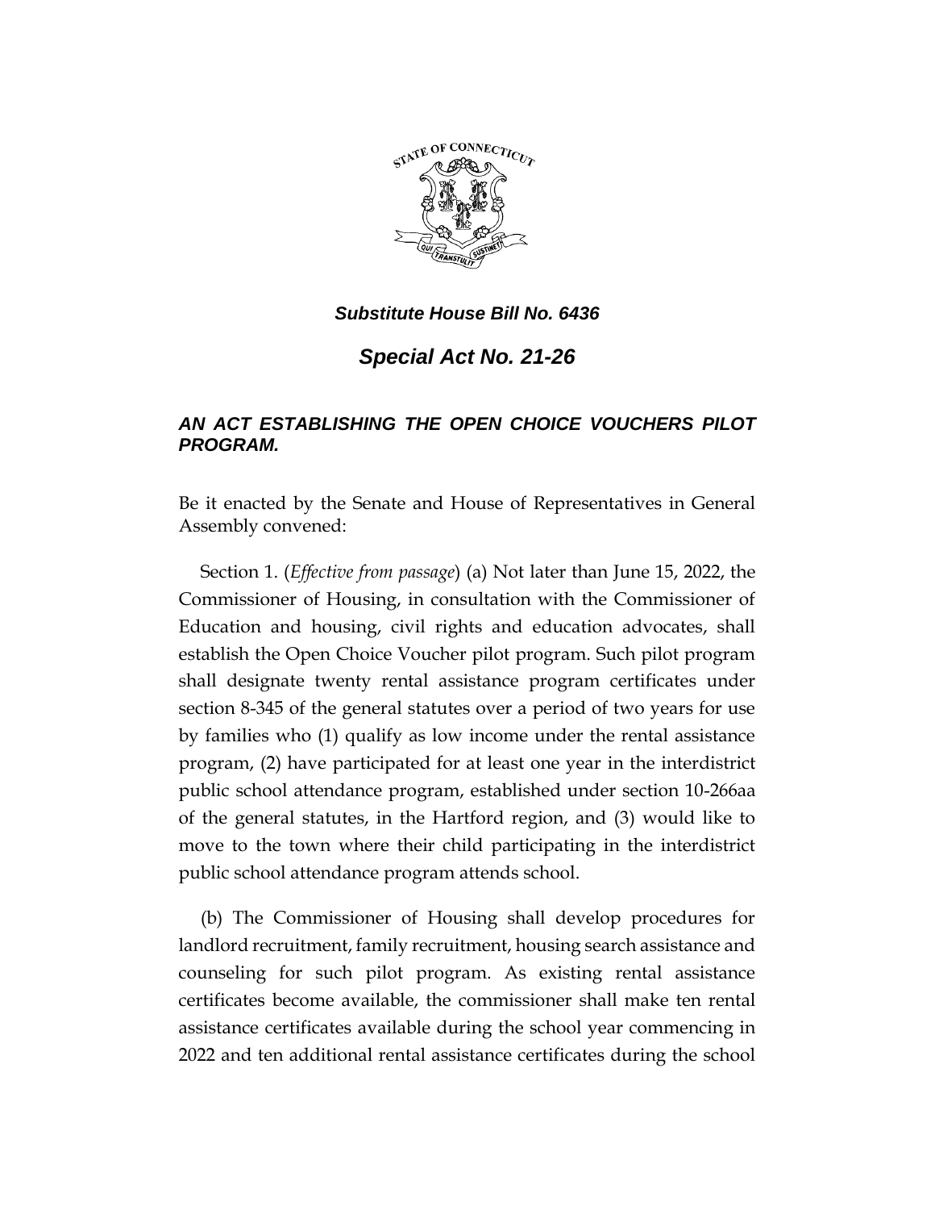***Substitute House Bill No. 6436***

# *Special Act No. 21-26*

## *AN ACT ESTABLISHING THE OPEN CHOICE VOUCHERS PILOT PROGRAM.*

Be it enacted by the Senate and House of Representatives in General Assembly convened:

Section 1. (*Effective from passage*) (a) Not later than June 15, 2022, the Commissioner of Housing, in consultation with the Commissioner of Education and housing, civil rights and education advocates, shall establish the Open Choice Voucher pilot program. Such pilot program shall designate twenty rental assistance program certificates under section 8-345 of the general statutes over a period of two years for use by families who (1) qualify as low income under the rental assistance program, (2) have participated for at least one year in the interdistrict public school attendance program, established under section 10-266aa of the general statutes, in the Hartford region, and (3) would like to move to the town where their child participating in the interdistrict public school attendance program attends school.

(b) The Commissioner of Housing shall develop procedures for landlord recruitment, family recruitment, housing search assistance and counseling for such pilot program. As existing rental assistance certificates become available, the commissioner shall make ten rental assistance certificates available during the school year commencing in 2022 and ten additional rental assistance certificates during the school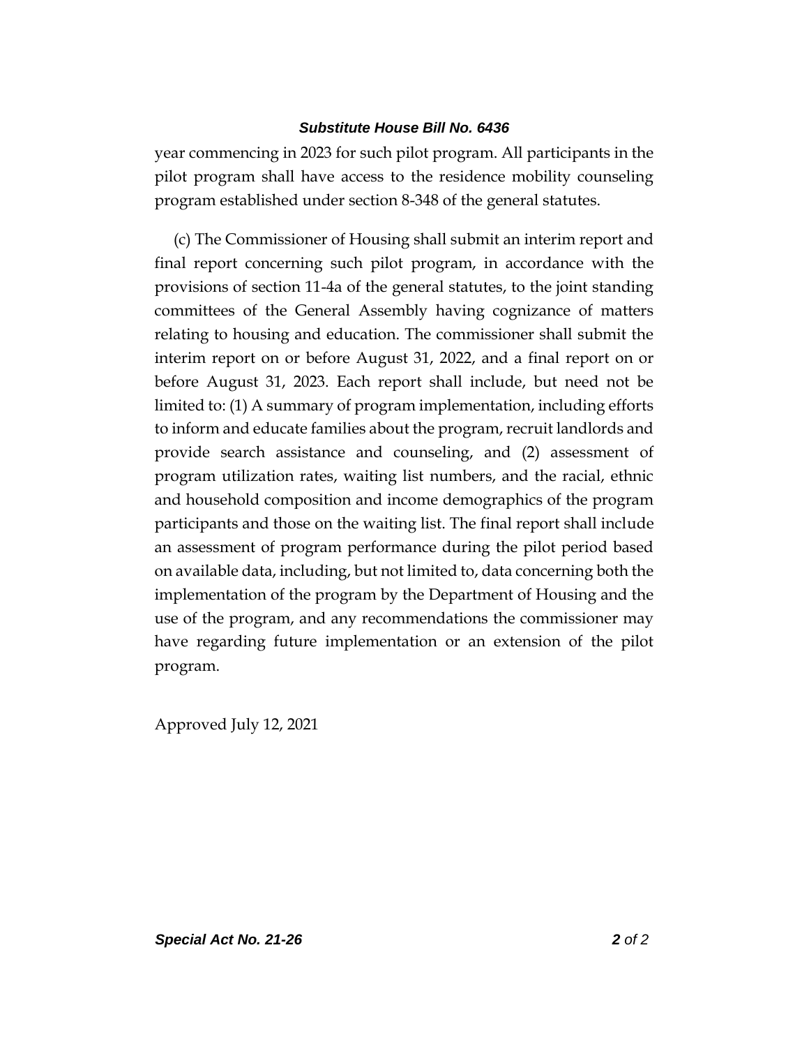year commencing in 2023 for such pilot program. All participants in the pilot program shall have access to the residence mobility counseling program established under section 8-348 of the general statutes.

(c) The Commissioner of Housing shall submit an interim report and final report concerning such pilot program, in accordance with the provisions of section 11-4a of the general statutes, to the joint standing committees of the General Assembly having cognizance of matters relating to housing and education. The commissioner shall submit the interim report on or before August 31, 2022, and a final report on or before August 31, 2023. Each report shall include, but need not be limited to: (1) A summary of program implementation, including efforts to inform and educate families about the program, recruit landlords and provide search assistance and counseling, and (2) assessment of program utilization rates, waiting list numbers, and the racial, ethnic and household composition and income demographics of the program participants and those on the waiting list. The final report shall include an assessment of program performance during the pilot period based on available data, including, but not limited to, data concerning both the implementation of the program by the Department of Housing and the use of the program, and any recommendations the commissioner may have regarding future implementation or an extension of the pilot program.

Approved July 12, 2021